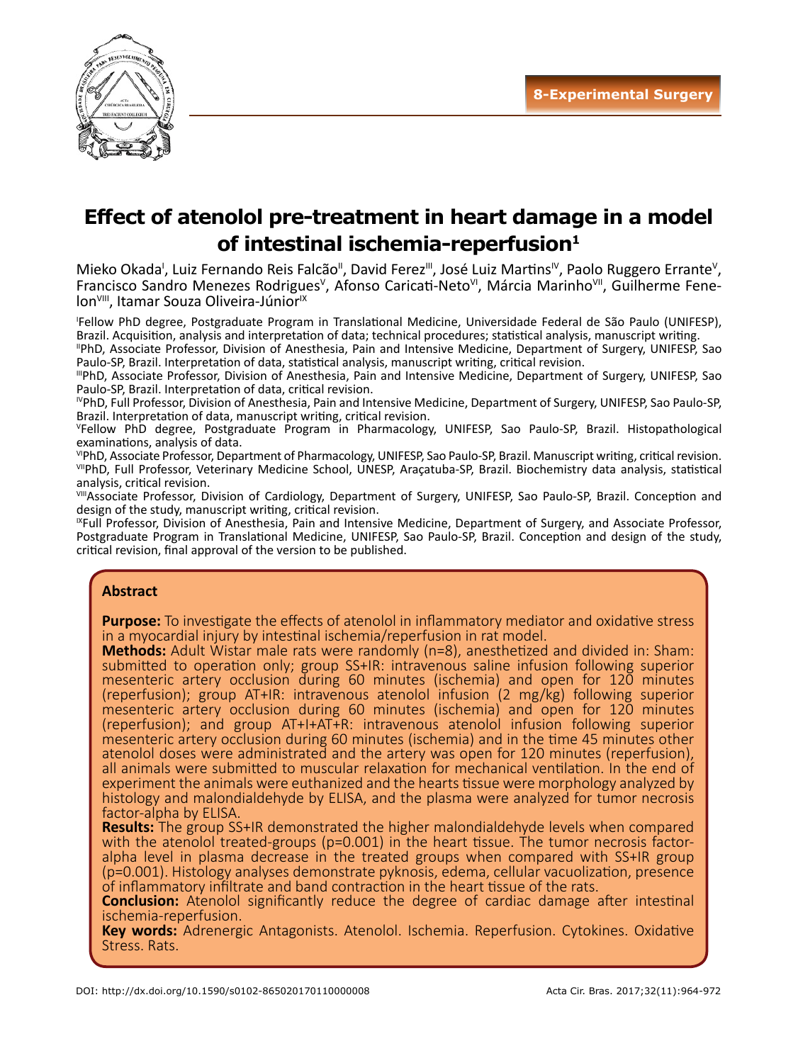8-Experimental Surgery

# Effect of atenolol pre-treatment in heart damage in a model of intestinal ischemia-reperfusion[1]

Mieko Okada[I], Luiz Fernando Reis Falcão[II], David Ferez[III], José Luiz Martins[IV], Paolo Ruggero Errante[V], Francisco Sandro Menezes Rodrigues[V], Afonso Caricati-Neto[VI], Márcia Marinho[VII], Guilherme Fenelon[VIII], Itamar Souza Oliveira-Júnior[IX]

[I]Fellow PhD degree, Postgraduate Program in Translational Medicine, Universidade Federal de São Paulo (UNIFESP), Brazil. Acquisition, analysis and interpretation of data; technical procedures; statistical analysis, manuscript writing.

[II]PhD, Associate Professor, Division of Anesthesia, Pain and Intensive Medicine, Department of Surgery, UNIFESP, Sao Paulo-SP, Brazil. Interpretation of data, statistical analysis, manuscript writing, critical revision.

[III]PhD, Associate Professor, Division of Anesthesia, Pain and Intensive Medicine, Department of Surgery, UNIFESP, Sao Paulo-SP, Brazil. Interpretation of data, critical revision.

[IV]PhD, Full Professor, Division of Anesthesia, Pain and Intensive Medicine, Department of Surgery, UNIFESP, Sao Paulo-SP, Brazil. Interpretation of data, manuscript writing, critical revision.

[V]Fellow PhD degree, Postgraduate Program in Pharmacology, UNIFESP, Sao Paulo-SP, Brazil. Histopathological examinations, analysis of data.

[VI]PhD, Associate Professor, Department of Pharmacology, UNIFESP, Sao Paulo-SP, Brazil. Manuscript writing, critical revision.

[VII]PhD, Full Professor, Veterinary Medicine School, UNESP, Araçatuba-SP, Brazil. Biochemistry data analysis, statistical analysis, critical revision.

[VIII]Associate Professor, Division of Cardiology, Department of Surgery, UNIFESP, Sao Paulo-SP, Brazil. Conception and design of the study, manuscript writing, critical revision.

[IX]Full Professor, Division of Anesthesia, Pain and Intensive Medicine, Department of Surgery, and Associate Professor, Postgraduate Program in Translational Medicine, UNIFESP, Sao Paulo-SP, Brazil. Conception and design of the study, critical revision, final approval of the version to be published.

## Abstract

**Purpose:** To investigate the effects of atenolol in inflammatory mediator and oxidative stress in a myocardial injury by intestinal ischemia/reperfusion in rat model.

**Methods:** Adult Wistar male rats were randomly (n=8), anesthetized and divided in: Sham: submitted to operation only; group SS+IR: intravenous saline infusion following superior mesenteric artery occlusion during 60 minutes (ischemia) and open for 120 minutes (reperfusion); group AT+IR: intravenous atenolol infusion (2 mg/kg) following superior mesenteric artery occlusion during 60 minutes (ischemia) and open for 120 minutes (reperfusion); and group AT+I+AT+R: intravenous atenolol infusion following superior mesenteric artery occlusion during 60 minutes (ischemia) and in the time 45 minutes other atenolol doses were administrated and the artery was open for 120 minutes (reperfusion), all animals were submitted to muscular relaxation for mechanical ventilation. In the end of experiment the animals were euthanized and the hearts tissue were morphology analyzed by histology and malondialdehyde by ELISA, and the plasma were analyzed for tumor necrosis factor-alpha by ELISA.

**Results:** The group SS+IR demonstrated the higher malondialdehyde levels when compared with the atenolol treated-groups (p=0.001) in the heart tissue. The tumor necrosis factor-alpha level in plasma decrease in the treated groups when compared with SS+IR group (p=0.001). Histology analyses demonstrate pyknosis, edema, cellular vacuolization, presence of inflammatory infiltrate and band contraction in the heart tissue of the rats.

**Conclusion:** Atenolol significantly reduce the degree of cardiac damage after intestinal ischemia-reperfusion.

**Key words:** Adrenergic Antagonists. Atenolol. Ischemia. Reperfusion. Cytokines. Oxidative Stress. Rats.

DOI: http://dx.doi.org/10.1590/s0102-865020170110000008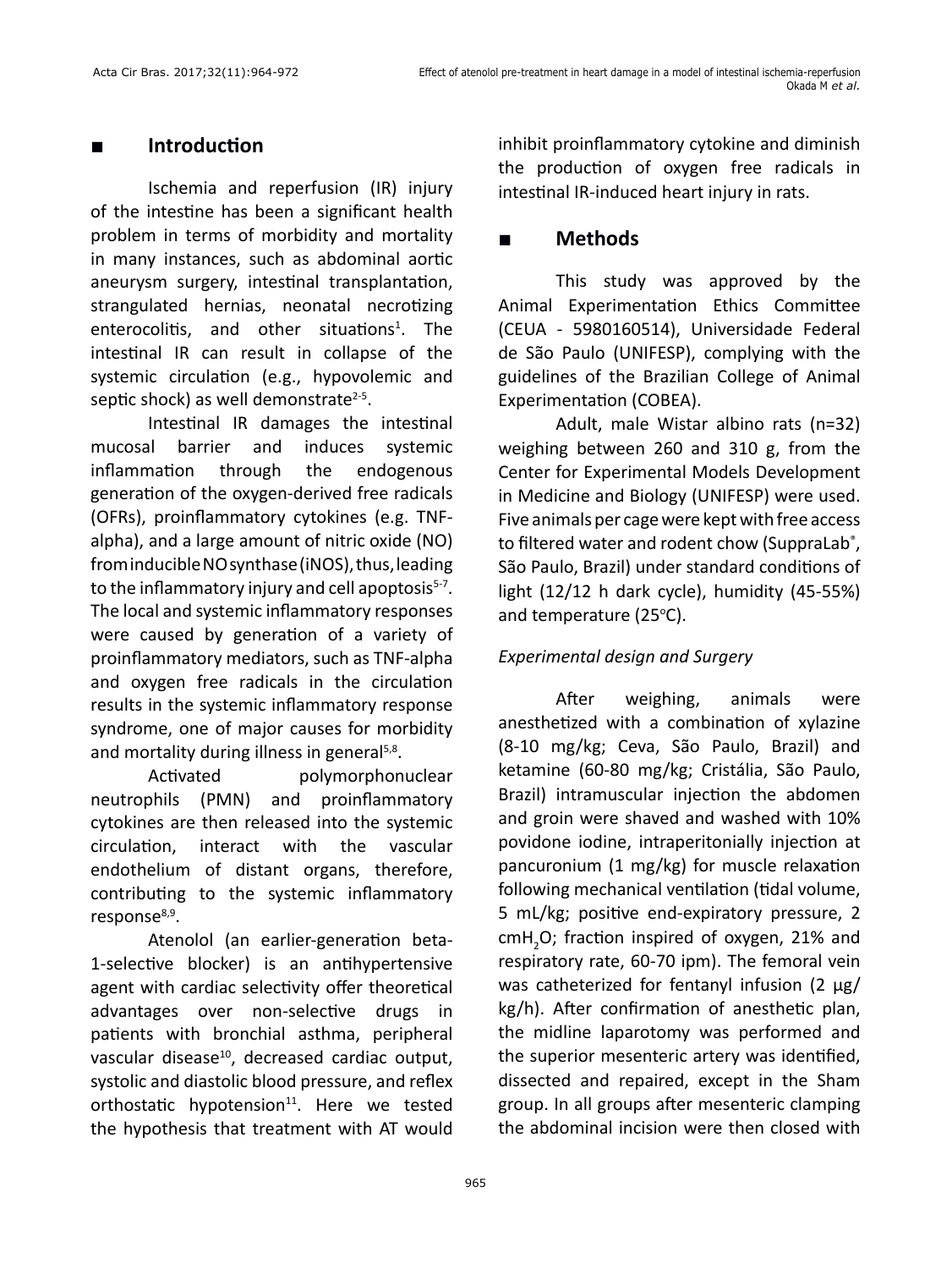## Introduction

Ischemia and reperfusion (IR) injury of the intestine has been a significant health problem in terms of morbidity and mortality in many instances, such as abdominal aortic aneurysm surgery, intestinal transplantation, strangulated hernias, neonatal necrotizing enterocolitis, and other situations[1]. The intestinal IR can result in collapse of the systemic circulation (e.g., hypovolemic and septic shock) as well demonstrate[2-5].

Intestinal IR damages the intestinal mucosal barrier and induces systemic inflammation through the endogenous generation of the oxygen-derived free radicals (OFRs), proinflammatory cytokines (e.g. TNF-alpha), and a large amount of nitric oxide (NO) from inducible NO synthase (iNOS), thus, leading to the inflammatory injury and cell apoptosis[5-7]. The local and systemic inflammatory responses were caused by generation of a variety of proinflammatory mediators, such as TNF-alpha and oxygen free radicals in the circulation results in the systemic inflammatory response syndrome, one of major causes for morbidity and mortality during illness in general[5,8].

Activated polymorphonuclear neutrophils (PMN) and proinflammatory cytokines are then released into the systemic circulation, interact with the vascular endothelium of distant organs, therefore, contributing to the systemic inflammatory response[8,9].

Atenolol (an earlier-generation beta-1-selective blocker) is an antihypertensive agent with cardiac selectivity offer theoretical advantages over non-selective drugs in patients with bronchial asthma, peripheral vascular disease[10], decreased cardiac output, systolic and diastolic blood pressure, and reflex orthostatic hypotension[11]. Here we tested the hypothesis that treatment with AT would inhibit proinflammatory cytokine and diminish the production of oxygen free radicals in intestinal IR-induced heart injury in rats.

## Methods

This study was approved by the Animal Experimentation Ethics Committee (CEUA - 5980160514), Universidade Federal de São Paulo (UNIFESP), complying with the guidelines of the Brazilian College of Animal Experimentation (COBEA).

Adult, male Wistar albino rats (n=32) weighing between 260 and 310 g, from the Center for Experimental Models Development in Medicine and Biology (UNIFESP) were used. Five animals per cage were kept with free access to filtered water and rodent chow (SuppraLab®, São Paulo, Brazil) under standard conditions of light (12/12 h dark cycle), humidity (45-55%) and temperature (25°C).

### *Experimental design and Surgery*

After weighing, animals were anesthetized with a combination of xylazine (8-10 mg/kg; Ceva, São Paulo, Brazil) and ketamine (60-80 mg/kg; Cristália, São Paulo, Brazil) intramuscular injection the abdomen and groin were shaved and washed with 10% povidone iodine, intraperitonially injection at pancuronium (1 mg/kg) for muscle relaxation following mechanical ventilation (tidal volume, 5 mL/kg; positive end-expiratory pressure, 2 $cmH_2O$; fraction inspired of oxygen, 21% and respiratory rate, 60-70 ipm). The femoral vein was catheterized for fentanyl infusion (2 µg/kg/h). After confirmation of anesthetic plan, the midline laparotomy was performed and the superior mesenteric artery was identified, dissected and repaired, except in the Sham group. In all groups after mesenteric clamping the abdominal incision were then closed with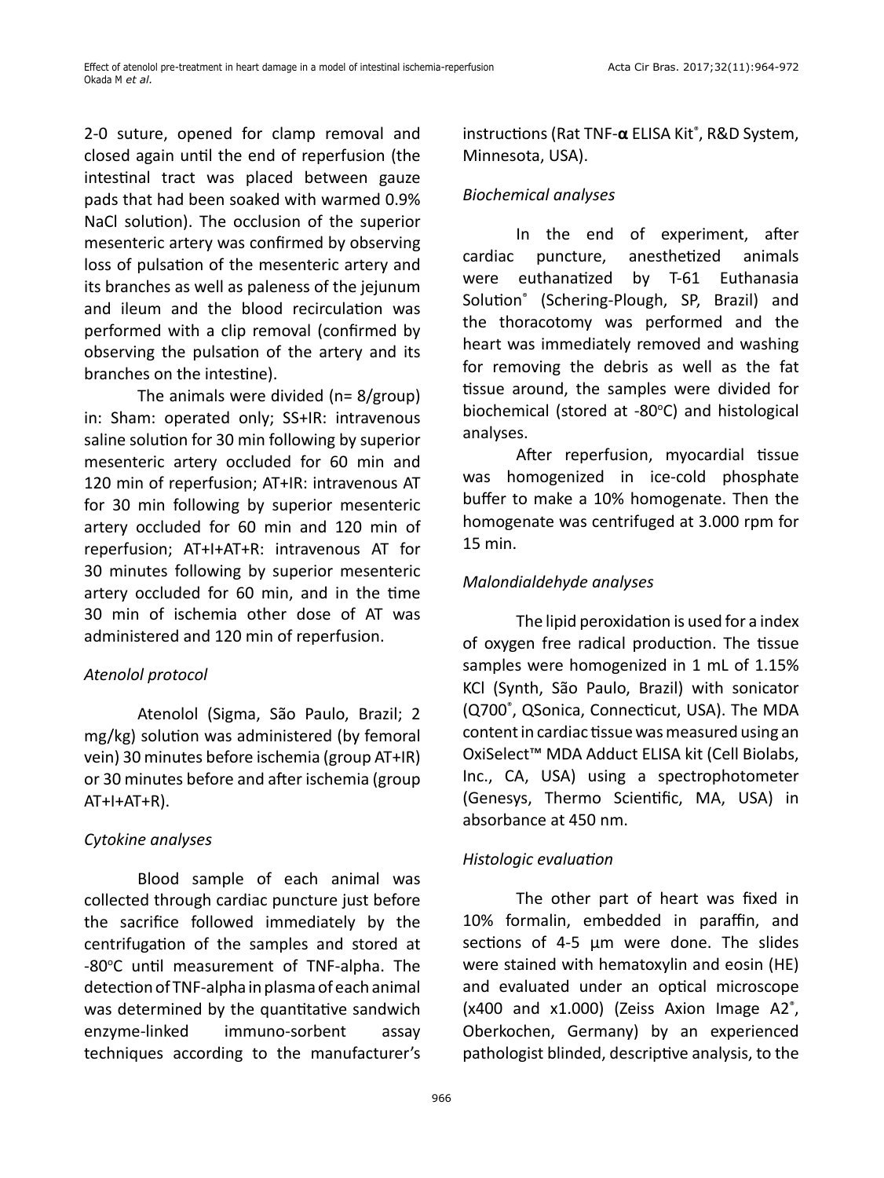2-0 suture, opened for clamp removal and closed again until the end of reperfusion (the intestinal tract was placed between gauze pads that had been soaked with warmed 0.9% NaCl solution). The occlusion of the superior mesenteric artery was confirmed by observing loss of pulsation of the mesenteric artery and its branches as well as paleness of the jejunum and ileum and the blood recirculation was performed with a clip removal (confirmed by observing the pulsation of the artery and its branches on the intestine).

The animals were divided (n= 8/group) in: Sham: operated only; SS+IR: intravenous saline solution for 30 min following by superior mesenteric artery occluded for 60 min and 120 min of reperfusion; AT+IR: intravenous AT for 30 min following by superior mesenteric artery occluded for 60 min and 120 min of reperfusion; AT+I+AT+R: intravenous AT for 30 minutes following by superior mesenteric artery occluded for 60 min, and in the time 30 min of ischemia other dose of AT was administered and 120 min of reperfusion.

### *Atenolol protocol*

Atenolol (Sigma, São Paulo, Brazil; 2 mg/kg) solution was administered (by femoral vein) 30 minutes before ischemia (group AT+IR) or 30 minutes before and after ischemia (group AT+I+AT+R).

### *Cytokine analyses*

Blood sample of each animal was collected through cardiac puncture just before the sacrifice followed immediately by the centrifugation of the samples and stored at -80°C until measurement of TNF-alpha. The detection of TNF-alpha in plasma of each animal was determined by the quantitative sandwich enzyme-linked immuno-sorbent assay techniques according to the manufacturer's instructions (Rat TNF-**α** ELISA Kit®, R&D System, Minnesota, USA).

### *Biochemical analyses*

In the end of experiment, after cardiac puncture, anesthetized animals were euthanatized by T-61 Euthanasia Solution® (Schering-Plough, SP, Brazil) and the thoracotomy was performed and the heart was immediately removed and washing for removing the debris as well as the fat tissue around, the samples were divided for biochemical (stored at -80°C) and histological analyses.

After reperfusion, myocardial tissue was homogenized in ice-cold phosphate buffer to make a 10% homogenate. Then the homogenate was centrifuged at 3.000 rpm for 15 min.

### *Malondialdehyde analyses*

The lipid peroxidation is used for a index of oxygen free radical production. The tissue samples were homogenized in 1 mL of 1.15% KCl (Synth, São Paulo, Brazil) with sonicator (Q700®, QSonica, Connecticut, USA). The MDA content in cardiac tissue was measured using an OxiSelect™ MDA Adduct ELISA kit (Cell Biolabs, Inc., CA, USA) using a spectrophotometer (Genesys, Thermo Scientific, MA, USA) in absorbance at 450 nm.

### *Histologic evaluation*

The other part of heart was fixed in 10% formalin, embedded in paraffin, and sections of 4-5 µm were done. The slides were stained with hematoxylin and eosin (HE) and evaluated under an optical microscope (x400 and x1.000) (Zeiss Axion Image A2®, Oberkochen, Germany) by an experienced pathologist blinded, descriptive analysis, to the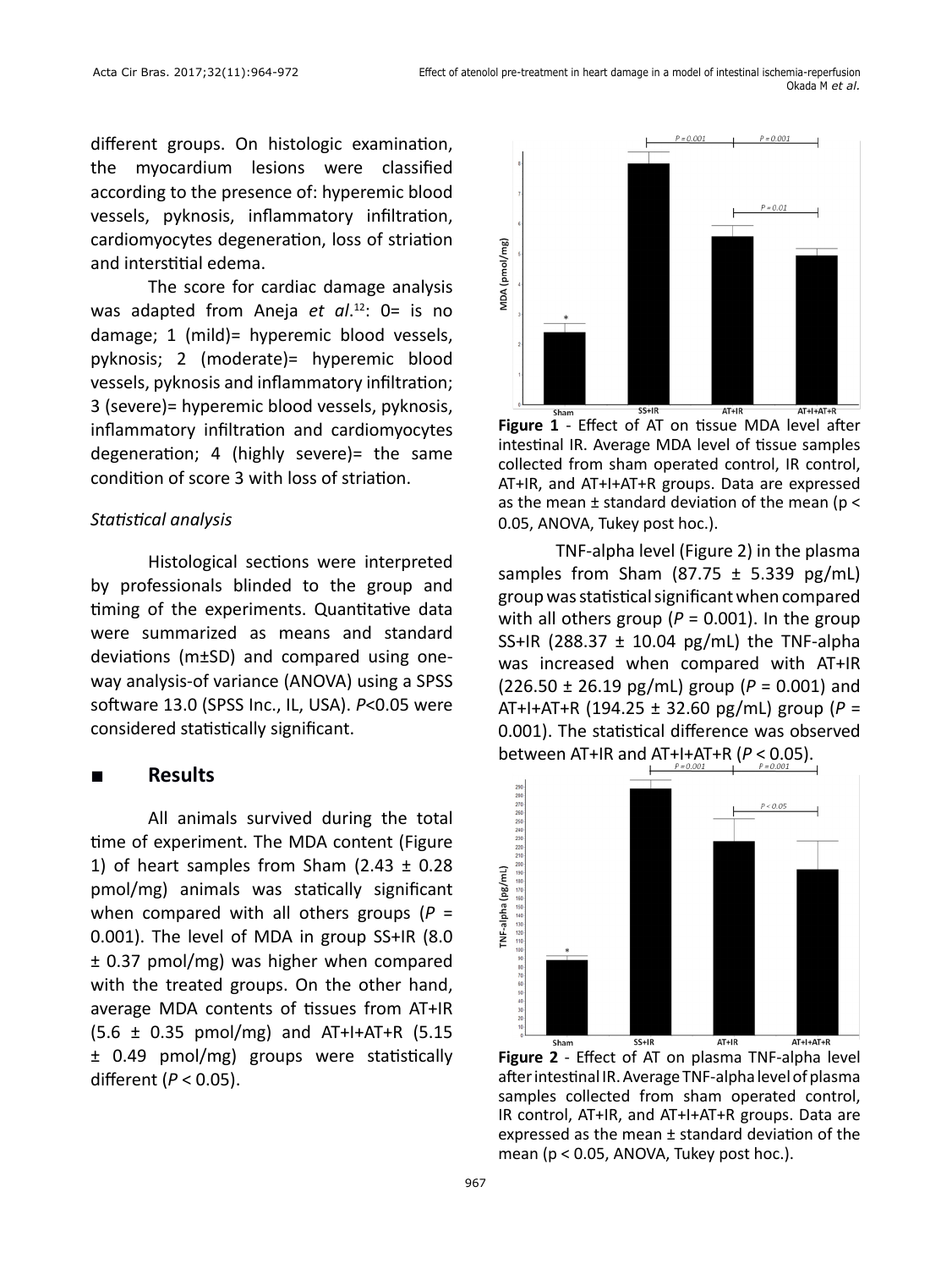different groups. On histologic examination, the myocardium lesions were classified according to the presence of: hyperemic blood vessels, pyknosis, inflammatory infiltration, cardiomyocytes degeneration, loss of striation and interstitial edema.

The score for cardiac damage analysis was adapted from Aneja *et al*.[12]: 0= is no damage; 1 (mild)= hyperemic blood vessels, pyknosis; 2 (moderate)= hyperemic blood vessels, pyknosis and inflammatory infiltration; 3 (severe)= hyperemic blood vessels, pyknosis, inflammatory infiltration and cardiomyocytes degeneration; 4 (highly severe)= the same condition of score 3 with loss of striation.

*Statistical analysis*

Histological sections were interpreted by professionals blinded to the group and timing of the experiments. Quantitative data were summarized as means and standard deviations (m±SD) and compared using one-way analysis-of variance (ANOVA) using a SPSS software 13.0 (SPSS Inc., IL, USA). $P<0.05$ were considered statistically significant.

## Results

All animals survived during the total time of experiment. The MDA content (Figure 1) of heart samples from Sham (2.43 ± 0.28 pmol/mg) animals was statically significant when compared with all others groups ($P$ = 0.001). The level of MDA in group SS+IR (8.0 ± 0.37 pmol/mg) was higher when compared with the treated groups. On the other hand, average MDA contents of tissues from AT+IR (5.6 ± 0.35 pmol/mg) and AT+I+AT+R (5.15 ± 0.49 pmol/mg) groups were statistically different ($P < 0.05$).

**Figure 1** - Effect of AT on tissue MDA level after intestinal IR. Average MDA level of tissue samples collected from sham operated control, IR control, AT+IR, and AT+I+AT+R groups. Data are expressed as the mean ± standard deviation of the mean (p < 0.05, ANOVA, Tukey post hoc.).

TNF-alpha level (Figure 2) in the plasma samples from Sham (87.75 ± 5.339 pg/mL) group was statistical significant when compared with all others group ($P$ = 0.001). In the group SS+IR (288.37 ± 10.04 pg/mL) the TNF-alpha was increased when compared with AT+IR (226.50 ± 26.19 pg/mL) group ($P$ = 0.001) and AT+I+AT+R (194.25 ± 32.60 pg/mL) group ($P$ = 0.001). The statistical difference was observed between AT+IR and AT+I+AT+R ($P < 0.05$).

**Figure 2** - Effect of AT on plasma TNF-alpha level after intestinal IR. Average TNF-alpha level of plasma samples collected from sham operated control, IR control, AT+IR, and AT+I+AT+R groups. Data are expressed as the mean ± standard deviation of the mean (p < 0.05, ANOVA, Tukey post hoc.).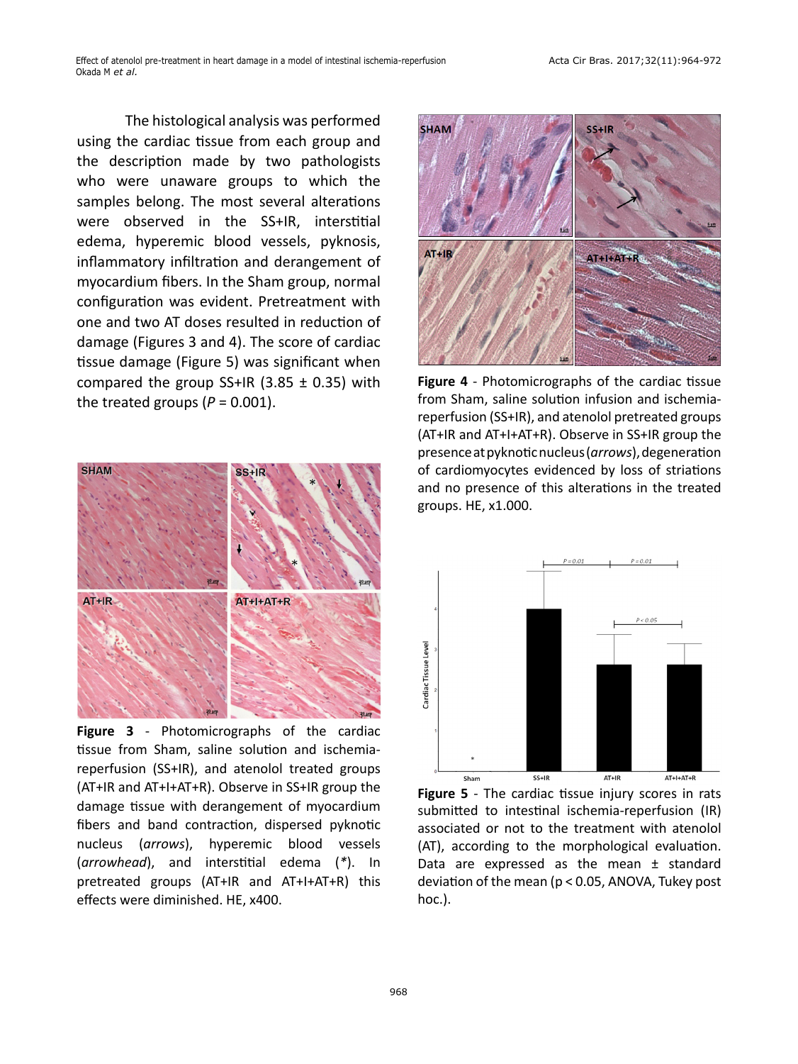The histological analysis was performed using the cardiac tissue from each group and the description made by two pathologists who were unaware groups to which the samples belong. The most several alterations were observed in the SS+IR, interstitial edema, hyperemic blood vessels, pyknosis, inflammatory infiltration and derangement of myocardium fibers. In the Sham group, normal configuration was evident. Pretreatment with one and two AT doses resulted in reduction of damage (Figures 3 and 4). The score of cardiac tissue damage (Figure 5) was significant when compared the group SS+IR (3.85 ± 0.35) with the treated groups ($P$ = 0.001).

**Figure 3** - Photomicrographs of the cardiac tissue from Sham, saline solution and ischemia-reperfusion (SS+IR), and atenolol treated groups (AT+IR and AT+I+AT+R). Observe in SS+IR group the damage tissue with derangement of myocardium fibers and band contraction, dispersed pyknotic nucleus (*arrows*), hyperemic blood vessels (*arrowhead*), and interstitial edema (*). In pretreated groups (AT+IR and AT+I+AT+R) this effects were diminished. HE, x400.

**Figure 4** - Photomicrographs of the cardiac tissue from Sham, saline solution infusion and ischemia-reperfusion (SS+IR), and atenolol pretreated groups (AT+IR and AT+I+AT+R). Observe in SS+IR group the presence at pyknotic nucleus (*arrows*), degeneration of cardiomyocytes evidenced by loss of striations and no presence of this alterations in the treated groups. HE, x1.000.

**Figure 5** - The cardiac tissue injury scores in rats submitted to intestinal ischemia-reperfusion (IR) associated or not to the treatment with atenolol (AT), according to the morphological evaluation. Data are expressed as the mean ± standard deviation of the mean (p < 0.05, ANOVA, Tukey post hoc.).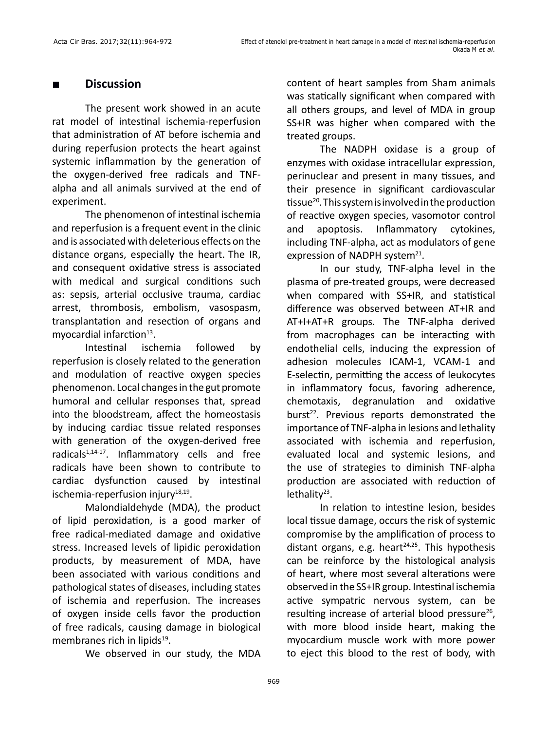## ■ Discussion

The present work showed in an acute rat model of intestinal ischemia-reperfusion that administration of AT before ischemia and during reperfusion protects the heart against systemic inflammation by the generation of the oxygen-derived free radicals and TNF-alpha and all animals survived at the end of experiment.

The phenomenon of intestinal ischemia and reperfusion is a frequent event in the clinic and is associated with deleterious effects on the distance organs, especially the heart. The IR, and consequent oxidative stress is associated with medical and surgical conditions such as: sepsis, arterial occlusive trauma, cardiac arrest, thrombosis, embolism, vasospasm, transplantation and resection of organs and myocardial infarction[13].

Intestinal ischemia followed by reperfusion is closely related to the generation and modulation of reactive oxygen species phenomenon. Local changes in the gut promote humoral and cellular responses that, spread into the bloodstream, affect the homeostasis by inducing cardiac tissue related responses with generation of the oxygen-derived free radicals[1,14-17]. Inflammatory cells and free radicals have been shown to contribute to cardiac dysfunction caused by intestinal ischemia-reperfusion injury[18,19].

Malondialdehyde (MDA), the product of lipid peroxidation, is a good marker of free radical-mediated damage and oxidative stress. Increased levels of lipidic peroxidation products, by measurement of MDA, have been associated with various conditions and pathological states of diseases, including states of ischemia and reperfusion. The increases of oxygen inside cells favor the production of free radicals, causing damage in biological membranes rich in lipids[19].

We observed in our study, the MDA content of heart samples from Sham animals was statically significant when compared with all others groups, and level of MDA in group SS+IR was higher when compared with the treated groups.

The NADPH oxidase is a group of enzymes with oxidase intracellular expression, perinuclear and present in many tissues, and their presence in significant cardiovascular tissue[20]. This system is involved in the production of reactive oxygen species, vasomotor control and apoptosis. Inflammatory cytokines, including TNF-alpha, act as modulators of gene expression of NADPH system[21].

In our study, TNF-alpha level in the plasma of pre-treated groups, were decreased when compared with SS+IR, and statistical difference was observed between AT+IR and AT+I+AT+R groups. The TNF-alpha derived from macrophages can be interacting with endothelial cells, inducing the expression of adhesion molecules ICAM-1, VCAM-1 and E-selectin, permitting the access of leukocytes in inflammatory focus, favoring adherence, chemotaxis, degranulation and oxidative burst[22]. Previous reports demonstrated the importance of TNF-alpha in lesions and lethality associated with ischemia and reperfusion, evaluated local and systemic lesions, and the use of strategies to diminish TNF-alpha production are associated with reduction of lethality[23].

In relation to intestine lesion, besides local tissue damage, occurs the risk of systemic compromise by the amplification of process to distant organs, e.g. heart[24,25]. This hypothesis can be reinforce by the histological analysis of heart, where most several alterations were observed in the SS+IR group. Intestinal ischemia active sympatric nervous system, can be resulting increase of arterial blood pressure[26], with more blood inside heart, making the myocardium muscle work with more power to eject this blood to the rest of body, with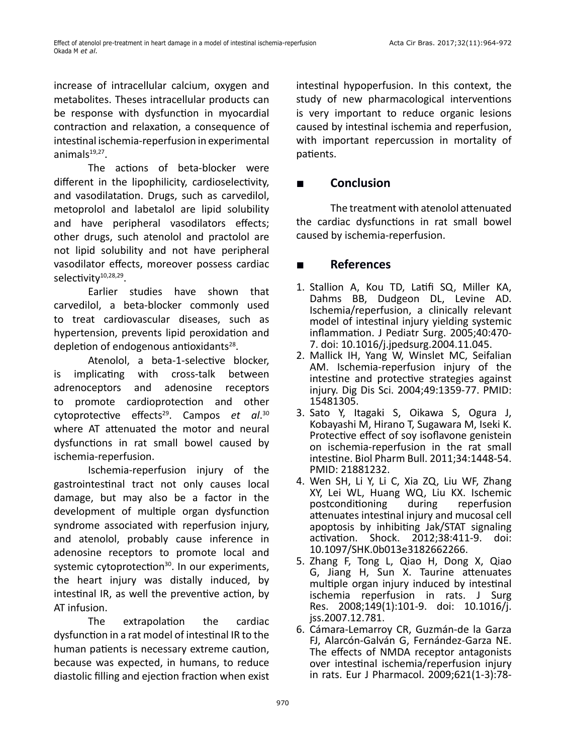increase of intracellular calcium, oxygen and metabolites. Theses intracellular products can be response with dysfunction in myocardial contraction and relaxation, a consequence of intestinal ischemia-reperfusion in experimental animals[19,27].

The actions of beta-blocker were different in the lipophilicity, cardioselectivity, and vasodilatation. Drugs, such as carvedilol, metoprolol and labetalol are lipid solubility and have peripheral vasodilators effects; other drugs, such atenolol and practolol are not lipid solubility and not have peripheral vasodilator effects, moreover possess cardiac selectivity[10,28,29].

Earlier studies have shown that carvedilol, a beta-blocker commonly used to treat cardiovascular diseases, such as hypertension, prevents lipid peroxidation and depletion of endogenous antioxidants[28].

Atenolol, a beta-1-selective blocker, is implicating with cross-talk between adrenoceptors and adenosine receptors to promote cardioprotection and other cytoprotective effects[29]. Campos *et al*.[30] where AT attenuated the motor and neural dysfunctions in rat small bowel caused by ischemia-reperfusion.

Ischemia-reperfusion injury of the gastrointestinal tract not only causes local damage, but may also be a factor in the development of multiple organ dysfunction syndrome associated with reperfusion injury, and atenolol, probably cause inference in adenosine receptors to promote local and systemic cytoprotection[30]. In our experiments, the heart injury was distally induced, by intestinal IR, as well the preventive action, by AT infusion.

The extrapolation the cardiac dysfunction in a rat model of intestinal IR to the human patients is necessary extreme caution, because was expected, in humans, to reduce diastolic filling and ejection fraction when exist intestinal hypoperfusion. In this context, the study of new pharmacological interventions is very important to reduce organic lesions caused by intestinal ischemia and reperfusion, with important repercussion in mortality of patients.

## Conclusion

The treatment with atenolol attenuated the cardiac dysfunctions in rat small bowel caused by ischemia-reperfusion.

## References

1. Stallion A, Kou TD, Latifi SQ, Miller KA, Dahms BB, Dudgeon DL, Levine AD. Ischemia/reperfusion, a clinically relevant model of intestinal injury yielding systemic inflammation. J Pediatr Surg. 2005;40:470-7. doi: 10.1016/j.jpedsurg.2004.11.045.
2. Mallick IH, Yang W, Winslet MC, Seifalian AM. Ischemia-reperfusion injury of the intestine and protective strategies against injury. Dig Dis Sci. 2004;49:1359-77. PMID: 15481305.
3. Sato Y, Itagaki S, Oikawa S, Ogura J, Kobayashi M, Hirano T, Sugawara M, Iseki K. Protective effect of soy isoflavone genistein on ischemia-reperfusion in the rat small intestine. Biol Pharm Bull. 2011;34:1448-54. PMID: 21881232.
4. Wen SH, Li Y, Li C, Xia ZQ, Liu WF, Zhang XY, Lei WL, Huang WQ, Liu KX. Ischemic postconditioning during reperfusion attenuates intestinal injury and mucosal cell apoptosis by inhibiting Jak/STAT signaling activation. Shock. 2012;38:411-9. doi: 10.1097/SHK.0b013e3182662266.
5. Zhang F, Tong L, Qiao H, Dong X, Qiao G, Jiang H, Sun X. Taurine attenuates multiple organ injury induced by intestinal ischemia reperfusion in rats. J Surg Res. 2008;149(1):101-9. doi: 10.1016/j.jss.2007.12.781.
6. Cámara-Lemarroy CR, Guzmán-de la Garza FJ, Alarcón-Galván G, Fernández-Garza NE. The effects of NMDA receptor antagonists over intestinal ischemia/reperfusion injury in rats. Eur J Pharmacol. 2009;621(1-3):78-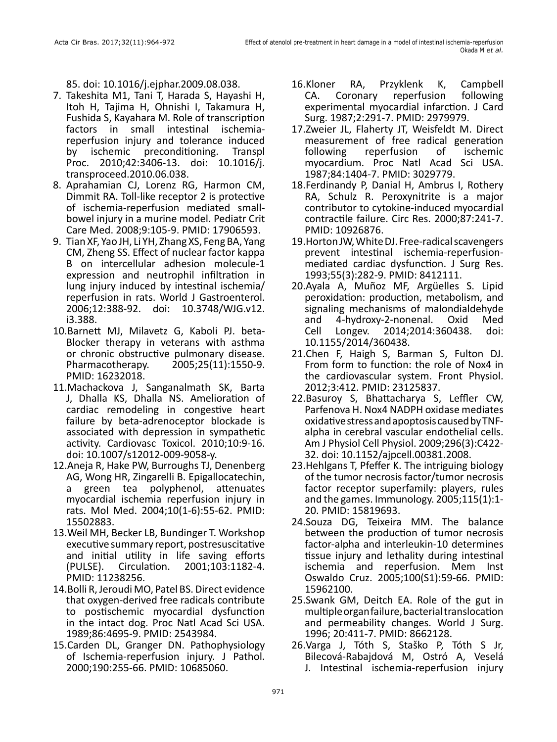85. doi: 10.1016/j.ejphar.2009.08.038.

7. Takeshita M1, Tani T, Harada S, Hayashi H, Itoh H, Tajima H, Ohnishi I, Takamura H, Fushida S, Kayahara M. Role of transcription factors in small intestinal ischemia-reperfusion injury and tolerance induced by ischemic preconditioning. Transpl Proc. 2010;42:3406-13. doi: 10.1016/j.transproceed.2010.06.038.
8. Aprahamian CJ, Lorenz RG, Harmon CM, Dimmit RA. Toll-like receptor 2 is protective of ischemia-reperfusion mediated small-bowel injury in a murine model. Pediatr Crit Care Med. 2008;9:105-9. PMID: 17906593.
9. Tian XF, Yao JH, Li YH, Zhang XS, Feng BA, Yang CM, Zheng SS. Effect of nuclear factor kappa B on intercellular adhesion molecule-1 expression and neutrophil infiltration in lung injury induced by intestinal ischemia/reperfusion in rats. World J Gastroenterol. 2006;12:388-92. doi: 10.3748/WJG.v12.i3.388.
10. Barnett MJ, Milavetz G, Kaboli PJ. beta-Blocker therapy in veterans with asthma or chronic obstructive pulmonary disease. Pharmacotherapy. 2005;25(11):1550-9. PMID: 16232018.
11. Machackova J, Sanganalmath SK, Barta J, Dhalla KS, Dhalla NS. Amelioration of cardiac remodeling in congestive heart failure by beta-adrenoceptor blockade is associated with depression in sympathetic activity. Cardiovasc Toxicol. 2010;10:9-16. doi: 10.1007/s12012-009-9058-y.
12. Aneja R, Hake PW, Burroughs TJ, Denenberg AG, Wong HR, Zingarelli B. Epigallocatechin, a green tea polyphenol, attenuates myocardial ischemia reperfusion injury in rats. Mol Med. 2004;10(1-6):55-62. PMID: 15502883.
13. Weil MH, Becker LB, Bundinger T. Workshop executive summary report, postresuscitative and initial utility in life saving efforts (PULSE). Circulation. 2001;103:1182-4. PMID: 11238256.
14. Bolli R, Jeroudi MO, Patel BS. Direct evidence that oxygen-derived free radicals contribute to postischemic myocardial dysfunction in the intact dog. Proc Natl Acad Sci USA. 1989;86:4695-9. PMID: 2543984.
15. Carden DL, Granger DN. Pathophysiology of Ischemia-reperfusion injury. J Pathol. 2000;190:255-66. PMID: 10685060.
16. Kloner RA, Przyklenk K, Campbell CA. Coronary reperfusion following experimental myocardial infarction. J Card Surg. 1987;2:291-7. PMID: 2979979.
17. Zweier JL, Flaherty JT, Weisfeldt M. Direct measurement of free radical generation following reperfusion of ischemic myocardium. Proc Natl Acad Sci USA. 1987;84:1404-7. PMID: 3029779.
18. Ferdinandy P, Danial H, Ambrus I, Rothery RA, Schulz R. Peroxynitrite is a major contributor to cytokine-induced myocardial contractile failure. Circ Res. 2000;87:241-7. PMID: 10926876.
19. Horton JW, White DJ. Free-radical scavengers prevent intestinal ischemia-reperfusion-mediated cardiac dysfunction. J Surg Res. 1993;55(3):282-9. PMID: 8412111.
20. Ayala A, Muñoz MF, Argüelles S. Lipid peroxidation: production, metabolism, and signaling mechanisms of malondialdehyde and 4-hydroxy-2-nonenal. Oxid Med Cell Longev. 2014;2014:360438. doi: 10.1155/2014/360438.
21. Chen F, Haigh S, Barman S, Fulton DJ. From form to function: the role of Nox4 in the cardiovascular system. Front Physiol. 2012;3:412. PMID: 23125837.
22. Basuroy S, Bhattacharya S, Leffler CW, Parfenova H. Nox4 NADPH oxidase mediates oxidative stress and apoptosis caused by TNF-alpha in cerebral vascular endothelial cells. Am J Physiol Cell Physiol. 2009;296(3):C422-32. doi: 10.1152/ajpcell.00381.2008.
23. Hehlgans T, Pfeffer K. The intriguing biology of the tumor necrosis factor/tumor necrosis factor receptor superfamily: players, rules and the games. Immunology. 2005;115(1):1-20. PMID: 15819693.
24. Souza DG, Teixeira MM. The balance between the production of tumor necrosis factor-alpha and interleukin-10 determines tissue injury and lethality during intestinal ischemia and reperfusion. Mem Inst Oswaldo Cruz. 2005;100(S1):59-66. PMID: 15962100.
25. Swank GM, Deitch EA. Role of the gut in multiple organ failure, bacterial translocation and permeability changes. World J Surg. 1996; 20:411-7. PMID: 8662128.
26. Varga J, Tóth S, Staško P, Tóth S Jr, Bilecová-Rabajdová M, Ostró A, Veselá J. Intestinal ischemia-reperfusion injury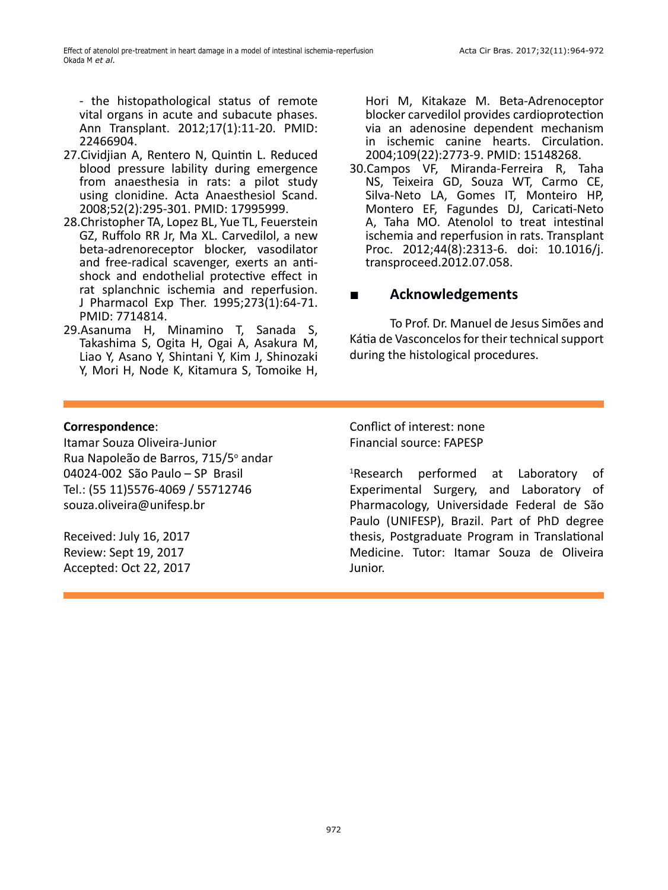- the histopathological status of remote vital organs in acute and subacute phases. Ann Transplant. 2012;17(1):11-20. PMID: 22466904.

27. Cividjian A, Rentero N, Quintin L. Reduced blood pressure lability during emergence from anaesthesia in rats: a pilot study using clonidine. Acta Anaesthesiol Scand. 2008;52(2):295-301. PMID: 17995999.
28. Christopher TA, Lopez BL, Yue TL, Feuerstein GZ, Ruffolo RR Jr, Ma XL. Carvedilol, a new beta-adrenoreceptor blocker, vasodilator and free-radical scavenger, exerts an anti-shock and endothelial protective effect in rat splanchnic ischemia and reperfusion. J Pharmacol Exp Ther. 1995;273(1):64-71. PMID: 7714814.
29. Asanuma H, Minamino T, Sanada S, Takashima S, Ogita H, Ogai A, Asakura M, Liao Y, Asano Y, Shintani Y, Kim J, Shinozaki Y, Mori H, Node K, Kitamura S, Tomoike H, Hori M, Kitakaze M. Beta-Adrenoceptor blocker carvedilol provides cardioprotection via an adenosine dependent mechanism in ischemic canine hearts. Circulation. 2004;109(22):2773-9. PMID: 15148268.
30. Campos VF, Miranda-Ferreira R, Taha NS, Teixeira GD, Souza WT, Carmo CE, Silva-Neto LA, Gomes IT, Monteiro HP, Montero EF, Fagundes DJ, Caricati-Neto A, Taha MO. Atenolol to treat intestinal ischemia and reperfusion in rats. Transplant Proc. 2012;44(8):2313-6. doi: 10.1016/j.transproceed.2012.07.058.

## Acknowledgements

To Prof. Dr. Manuel de Jesus Simões and Kátia de Vasconcelos for their technical support during the histological procedures.

---

**Correspondence**:
Itamar Souza Oliveira-Junior
Rua Napoleão de Barros, 715/5º andar
04024-002 São Paulo – SP Brasil
Tel.: (55 11)5576-4069 / 55712746
souza.oliveira@unifesp.br

Received: July 16, 2017
Review: Sept 19, 2017
Accepted: Oct 22, 2017

Conflict of interest: none
Financial source: FAPESP

[1]Research performed at Laboratory of Experimental Surgery, and Laboratory of Pharmacology, Universidade Federal de São Paulo (UNIFESP), Brazil. Part of PhD degree thesis, Postgraduate Program in Translational Medicine. Tutor: Itamar Souza de Oliveira Junior.